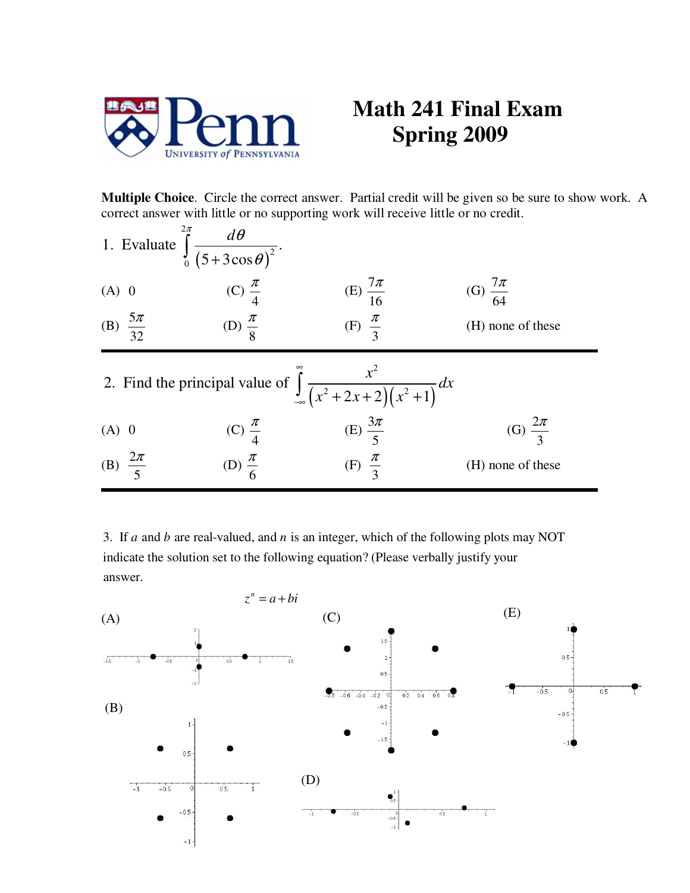# Math 241 Final Exam
## Spring 2009

**Multiple Choice**. Circle the correct answer. Partial credit will be given so be sure to show work. A correct answer with little or no supporting work will receive little or no credit.

1. Evaluate $\displaystyle\int_0^{2\pi} \frac{d\theta}{(5+3\cos\theta)^2}$.

(A) $0$ (C) $\frac{\pi}{4}$ (E) $\frac{7\pi}{16}$ (G) $\frac{7\pi}{64}$

(B) $\frac{5\pi}{32}$ (D) $\frac{\pi}{8}$ (F) $\frac{\pi}{3}$ (H) none of these

---

2. Find the principal value of $\displaystyle\int_{-\infty}^{\infty} \frac{x^2}{(x^2+2x+2)(x^2+1)}dx$

(A) $0$ (C) $\frac{\pi}{4}$ (E) $\frac{3\pi}{5}$ (G) $\frac{2\pi}{3}$

(B) $\frac{2\pi}{5}$ (D) $\frac{\pi}{6}$ (F) $\frac{\pi}{3}$ (H) none of these

---

3. If $a$ and $b$ are real-valued, and $n$ is an integer, which of the following plots may NOT indicate the solution set to the following equation? (Please verbally justify your answer.

$$z^n = a + bi$$

(A)

(B)

(C)

(D)

(E)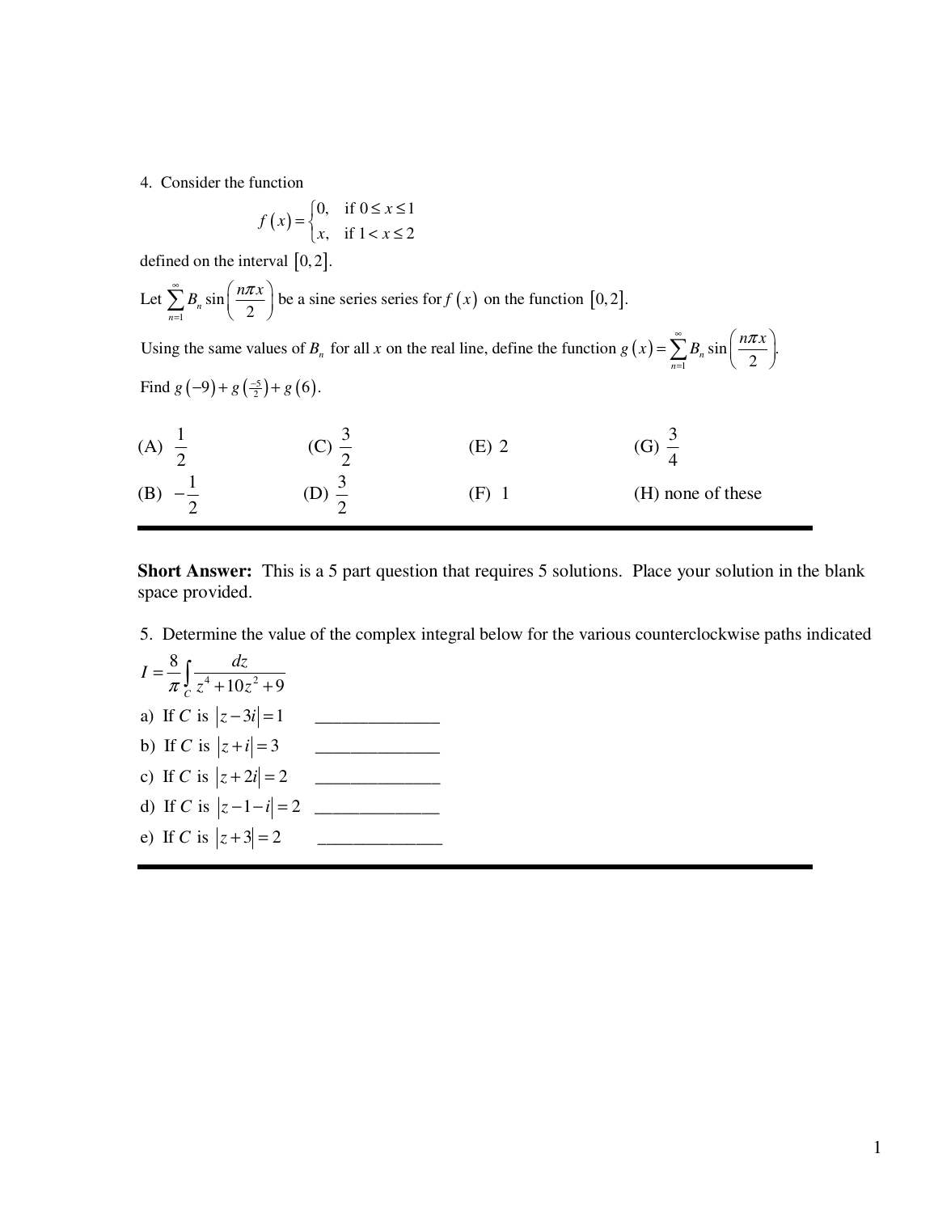4. Consider the function

$$f(x) = \begin{cases} 0, & \text{if } 0 \le x \le 1 \\ x, & \text{if } 1 < x \le 2 \end{cases}$$

defined on the interval $[0,2]$.

Let $\sum_{n=1}^{\infty} B_n \sin\left(\frac{n\pi x}{2}\right)$ be a sine series series for $f(x)$ on the function $[0,2]$.

Using the same values of $B_n$ for all $x$ on the real line, define the function $g(x) = \sum_{n=1}^{\infty} B_n \sin\left(\frac{n\pi x}{2}\right)$.

Find $g(-9) + g\left(\frac{-5}{2}\right) + g(6)$.

(A) $\frac{1}{2}$

(B) $-\frac{1}{2}$

(C) $\frac{3}{2}$

(D) $\frac{3}{2}$

(E) 2

(F) 1

(G) $\frac{3}{4}$

(H) none of these

---

**Short Answer:** This is a 5 part question that requires 5 solutions. Place your solution in the blank space provided.

5. Determine the value of the complex integral below for the various counterclockwise paths indicated

$$I = \frac{8}{\pi} \int_C \frac{dz}{z^4 + 10z^2 + 9}$$

a) If $C$ is $|z - 3i| = 1$ \_\_\_\_\_\_\_\_\_\_\_\_\_\_

b) If $C$ is $|z + i| = 3$ \_\_\_\_\_\_\_\_\_\_\_\_\_\_

c) If $C$ is $|z + 2i| = 2$ \_\_\_\_\_\_\_\_\_\_\_\_\_\_

d) If $C$ is $|z - 1 - i| = 2$ \_\_\_\_\_\_\_\_\_\_\_\_\_\_

e) If $C$ is $|z + 3| = 2$ \_\_\_\_\_\_\_\_\_\_\_\_\_\_

---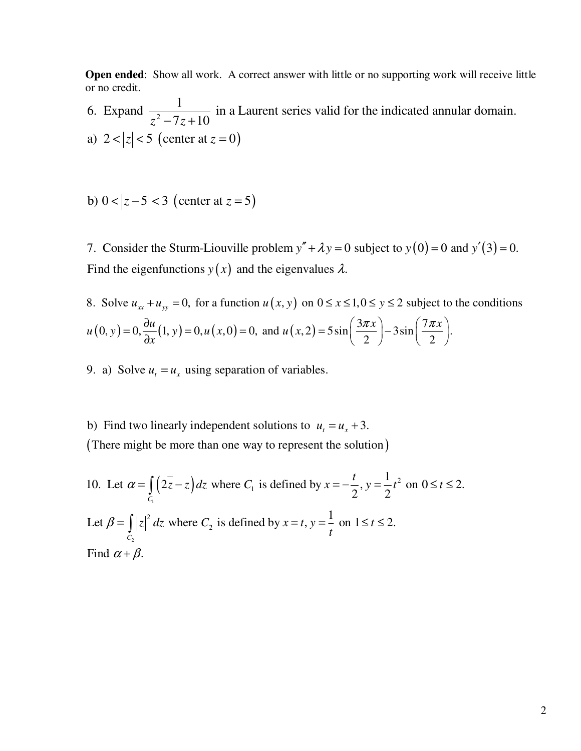**Open ended**: Show all work. A correct answer with little or no supporting work will receive little or no credit.

6. Expand $\dfrac{1}{z^2 - 7z + 10}$ in a Laurent series valid for the indicated annular domain.

a) $2 < |z| < 5$ (center at $z = 0$)

b) $0 < |z - 5| < 3$ (center at $z = 5$)

7. Consider the Sturm-Liouville problem $y'' + \lambda y = 0$ subject to $y(0) = 0$ and $y'(3) = 0$. Find the eigenfunctions $y(x)$ and the eigenvalues $\lambda$.

8. Solve $u_{xx} + u_{yy} = 0$, for a function $u(x, y)$ on $0 \le x \le 1, 0 \le y \le 2$ subject to the conditions $u(0, y) = 0, \dfrac{\partial u}{\partial x}(1, y) = 0, u(x, 0) = 0,$ and $u(x, 2) = 5\sin\left(\dfrac{3\pi x}{2}\right) - 3\sin\left(\dfrac{7\pi x}{2}\right)$.

9. a) Solve $u_t = u_x$ using separation of variables.

b) Find two linearly independent solutions to $u_t = u_x + 3$.
(There might be more than one way to represent the solution)

10. Let $\alpha = \displaystyle\int_{C_1} \left(2\bar{z} - z\right) dz$ where $C_1$ is defined by $x = -\dfrac{t}{2}, y = \dfrac{1}{2}t^2$ on $0 \le t \le 2$.

Let $\beta = \displaystyle\int_{C_2} |z|^2 \, dz$ where $C_2$ is defined by $x = t, y = \dfrac{1}{t}$ on $1 \le t \le 2$.

Find $\alpha + \beta$.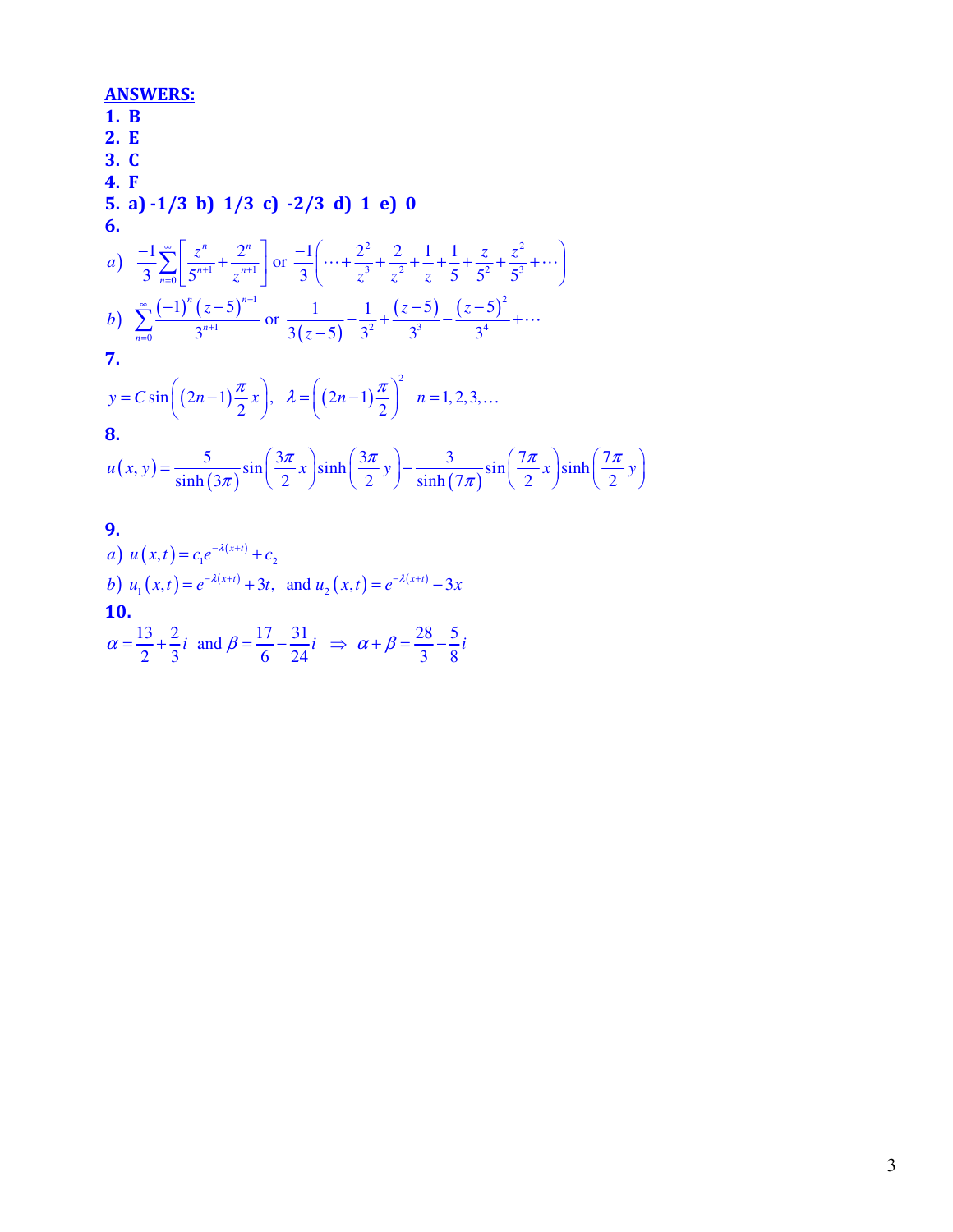**ANSWERS:**

**1. B**

**2. E**

**3. C**

**4. F**

**5. a) -1/3 b) 1/3 c) -2/3 d) 1 e) 0**

**6.**

$$a)\ \ \frac{-1}{3}\sum_{n=0}^{\infty}\left[\frac{z^n}{5^{n+1}}+\frac{2^n}{z^{n+1}}\right] \text{ or } \frac{-1}{3}\left(\cdots+\frac{2^2}{z^3}+\frac{2}{z^2}+\frac{1}{z}+\frac{1}{5}+\frac{z}{5^2}+\frac{z^2}{5^3}+\cdots\right)$$

$$b)\ \ \sum_{n=0}^{\infty}\frac{(-1)^n(z-5)^{n-1}}{3^{n+1}} \text{ or } \frac{1}{3(z-5)}-\frac{1}{3^2}+\frac{(z-5)}{3^3}-\frac{(z-5)^2}{3^4}+\cdots$$

**7.**

$$y=C\sin\left((2n-1)\frac{\pi}{2}x\right),\quad \lambda=\left((2n-1)\frac{\pi}{2}\right)^2\quad n=1,2,3,\ldots$$

**8.**

$$u(x,y)=\frac{5}{\sinh(3\pi)}\sin\left(\frac{3\pi}{2}x\right)\sinh\left(\frac{3\pi}{2}y\right)-\frac{3}{\sinh(7\pi)}\sin\left(\frac{7\pi}{2}x\right)\sinh\left(\frac{7\pi}{2}y\right)$$

**9.**

$$a)\ \ u(x,t)=c_1e^{-\lambda(x+t)}+c_2$$

$$b)\ \ u_1(x,t)=e^{-\lambda(x+t)}+3t,\ \text{ and } u_2(x,t)=e^{-\lambda(x+t)}-3x$$

**10.**

$$\alpha=\frac{13}{2}+\frac{2}{3}i\ \text{ and } \beta=\frac{17}{6}-\frac{31}{24}i\ \Rightarrow\ \alpha+\beta=\frac{28}{3}-\frac{5}{8}i$$